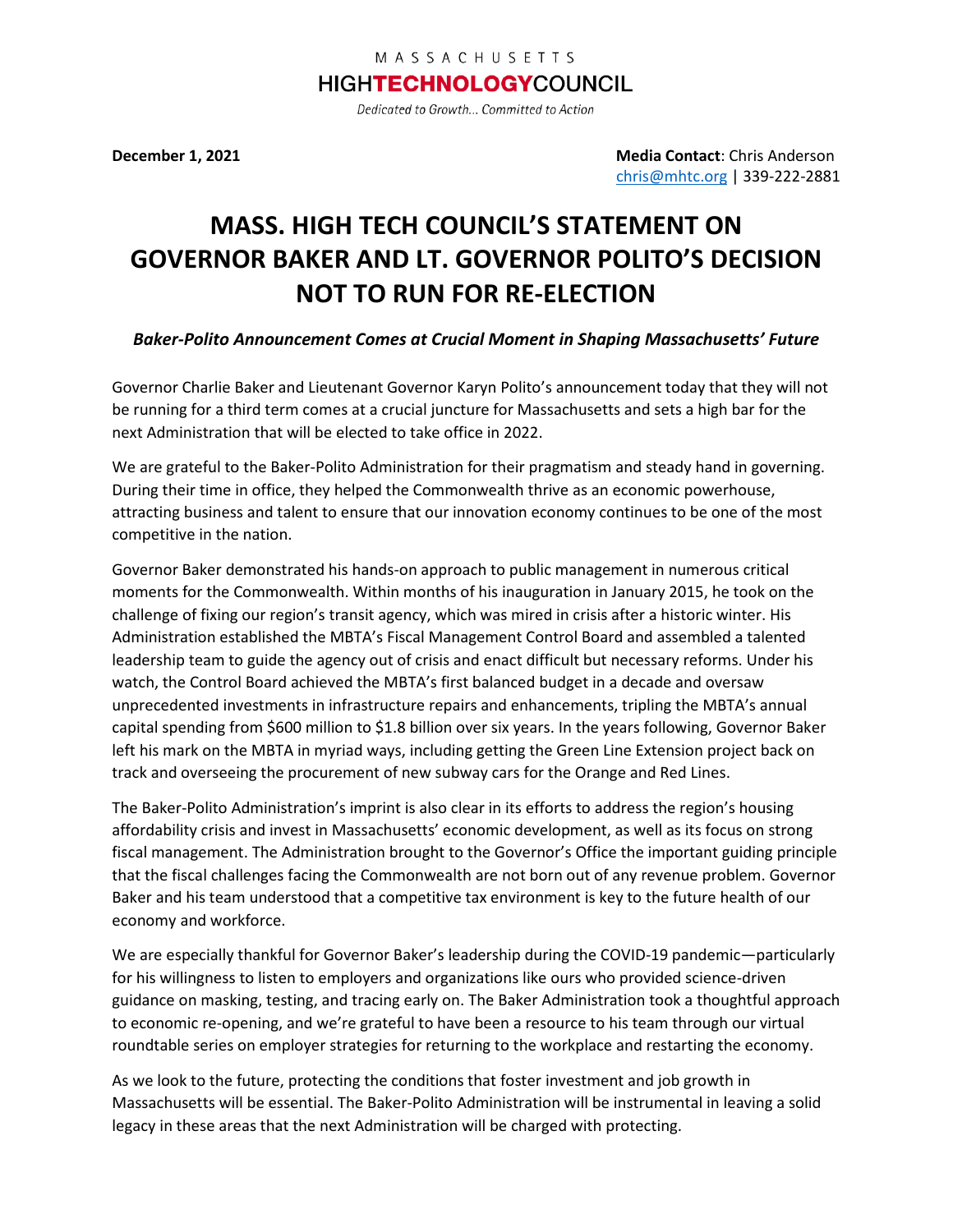MASSACHUSETTS

**HIGHTECHNOLOGYCOUNCIL**

*Dedicated to Growth... Committed to Action*

**December 1, 2021**

**Media Contact**: Chris Anderson
chris@mhtc.org | 339-222-2881

# MASS. HIGH TECH COUNCIL'S STATEMENT ON GOVERNOR BAKER AND LT. GOVERNOR POLITO'S DECISION NOT TO RUN FOR RE-ELECTION

***Baker-Polito Announcement Comes at Crucial Moment in Shaping Massachusetts' Future***

Governor Charlie Baker and Lieutenant Governor Karyn Polito's announcement today that they will not be running for a third term comes at a crucial juncture for Massachusetts and sets a high bar for the next Administration that will be elected to take office in 2022.

We are grateful to the Baker-Polito Administration for their pragmatism and steady hand in governing. During their time in office, they helped the Commonwealth thrive as an economic powerhouse, attracting business and talent to ensure that our innovation economy continues to be one of the most competitive in the nation.

Governor Baker demonstrated his hands-on approach to public management in numerous critical moments for the Commonwealth. Within months of his inauguration in January 2015, he took on the challenge of fixing our region's transit agency, which was mired in crisis after a historic winter. His Administration established the MBTA's Fiscal Management Control Board and assembled a talented leadership team to guide the agency out of crisis and enact difficult but necessary reforms. Under his watch, the Control Board achieved the MBTA's first balanced budget in a decade and oversaw unprecedented investments in infrastructure repairs and enhancements, tripling the MBTA's annual capital spending from $600 million to $1.8 billion over six years. In the years following, Governor Baker left his mark on the MBTA in myriad ways, including getting the Green Line Extension project back on track and overseeing the procurement of new subway cars for the Orange and Red Lines.

The Baker-Polito Administration's imprint is also clear in its efforts to address the region's housing affordability crisis and invest in Massachusetts' economic development, as well as its focus on strong fiscal management. The Administration brought to the Governor's Office the important guiding principle that the fiscal challenges facing the Commonwealth are not born out of any revenue problem. Governor Baker and his team understood that a competitive tax environment is key to the future health of our economy and workforce.

We are especially thankful for Governor Baker's leadership during the COVID-19 pandemic—particularly for his willingness to listen to employers and organizations like ours who provided science-driven guidance on masking, testing, and tracing early on. The Baker Administration took a thoughtful approach to economic re-opening, and we're grateful to have been a resource to his team through our virtual roundtable series on employer strategies for returning to the workplace and restarting the economy.

As we look to the future, protecting the conditions that foster investment and job growth in Massachusetts will be essential. The Baker-Polito Administration will be instrumental in leaving a solid legacy in these areas that the next Administration will be charged with protecting.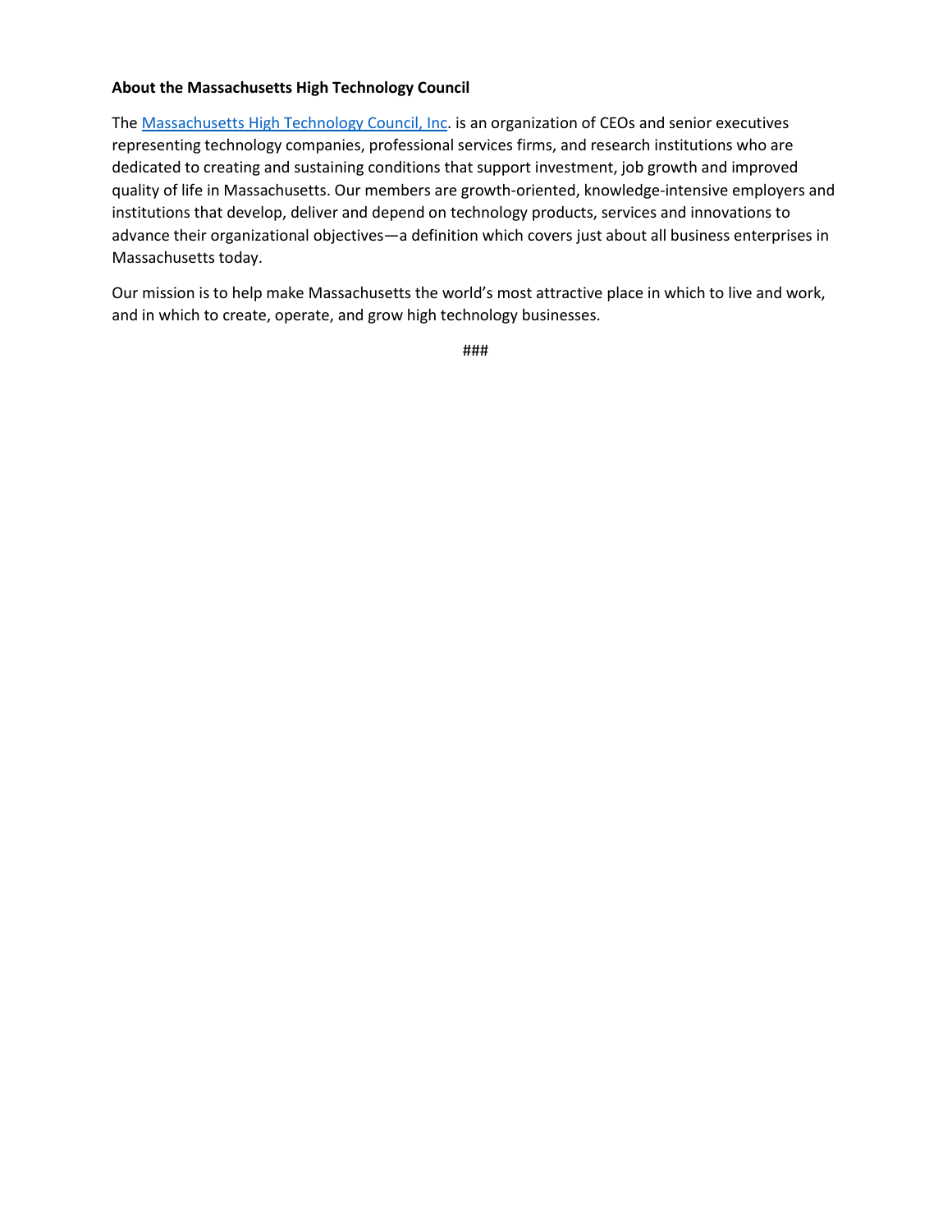**About the Massachusetts High Technology Council**

The Massachusetts High Technology Council, Inc. is an organization of CEOs and senior executives representing technology companies, professional services firms, and research institutions who are dedicated to creating and sustaining conditions that support investment, job growth and improved quality of life in Massachusetts. Our members are growth-oriented, knowledge-intensive employers and institutions that develop, deliver and depend on technology products, services and innovations to advance their organizational objectives—a definition which covers just about all business enterprises in Massachusetts today.

Our mission is to help make Massachusetts the world's most attractive place in which to live and work, and in which to create, operate, and grow high technology businesses.

###